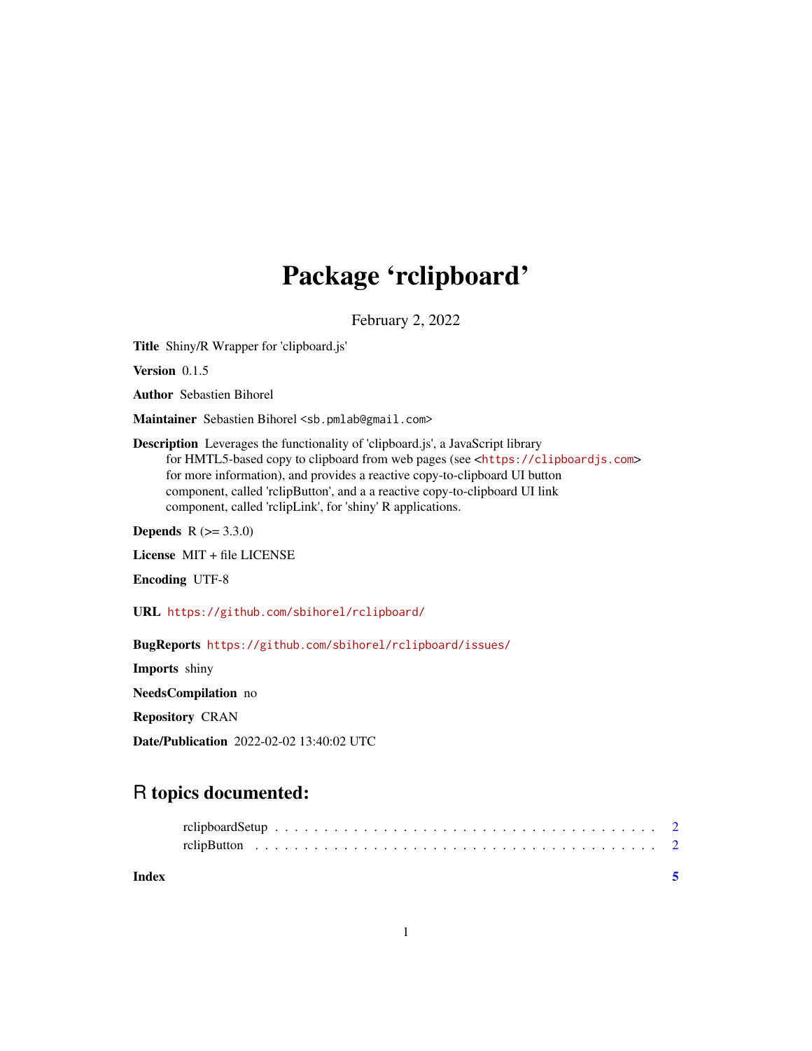# Package 'rclipboard'

February 2, 2022

**Title** Shiny/R Wrapper for 'clipboard.js'

**Version** 0.1.5

**Author** Sebastien Bihorel

**Maintainer** Sebastien Bihorel <sb.pmlab@gmail.com>

**Description** Leverages the functionality of 'clipboard.js', a JavaScript library for HMTL5-based copy to clipboard from web pages (see <https://clipboardjs.com> for more information), and provides a reactive copy-to-clipboard UI button component, called 'rclipButton', and a a reactive copy-to-clipboard UI link component, called 'rclipLink', for 'shiny' R applications.

**Depends** R (>= 3.3.0)

**License** MIT + file LICENSE

**Encoding** UTF-8

**URL** https://github.com/sbihorel/rclipboard/

**BugReports** https://github.com/sbihorel/rclipboard/issues/

**Imports** shiny

**NeedsCompilation** no

**Repository** CRAN

**Date/Publication** 2022-02-02 13:40:02 UTC

## R topics documented:

| | |
|---|---|
| rclipboardSetup | 2 |
| rclipButton | 2 |
| **Index** | **5** |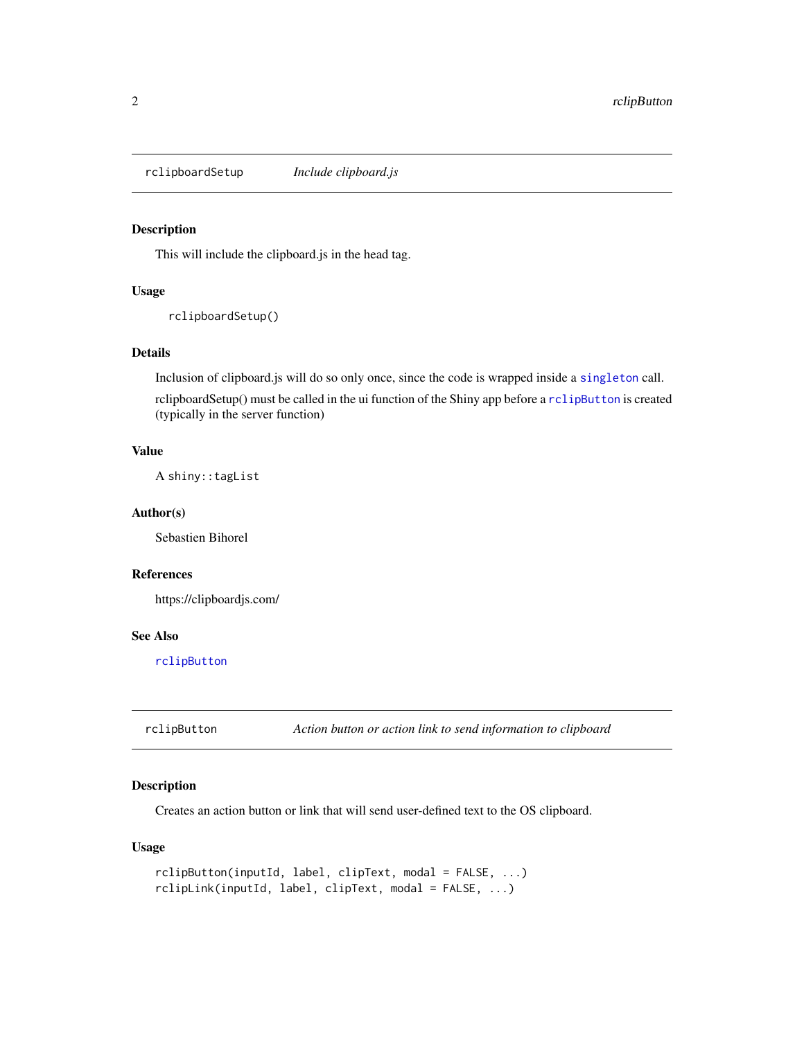## rclipboardSetup — *Include clipboard.js*

### Description

This will include the clipboard.js in the head tag.

### Usage

```
rclipboardSetup()
```

### Details

Inclusion of clipboard.js will do so only once, since the code is wrapped inside a `singleton` call.

rclipboardSetup() must be called in the ui function of the Shiny app before a `rclipButton` is created (typically in the server function)

### Value

A `shiny::tagList`

### Author(s)

Sebastien Bihorel

### References

https://clipboardjs.com/

### See Also

`rclipButton`

## rclipButton — *Action button or action link to send information to clipboard*

### Description

Creates an action button or link that will send user-defined text to the OS clipboard.

### Usage

```
rclipButton(inputId, label, clipText, modal = FALSE, ...)
rclipLink(inputId, label, clipText, modal = FALSE, ...)
```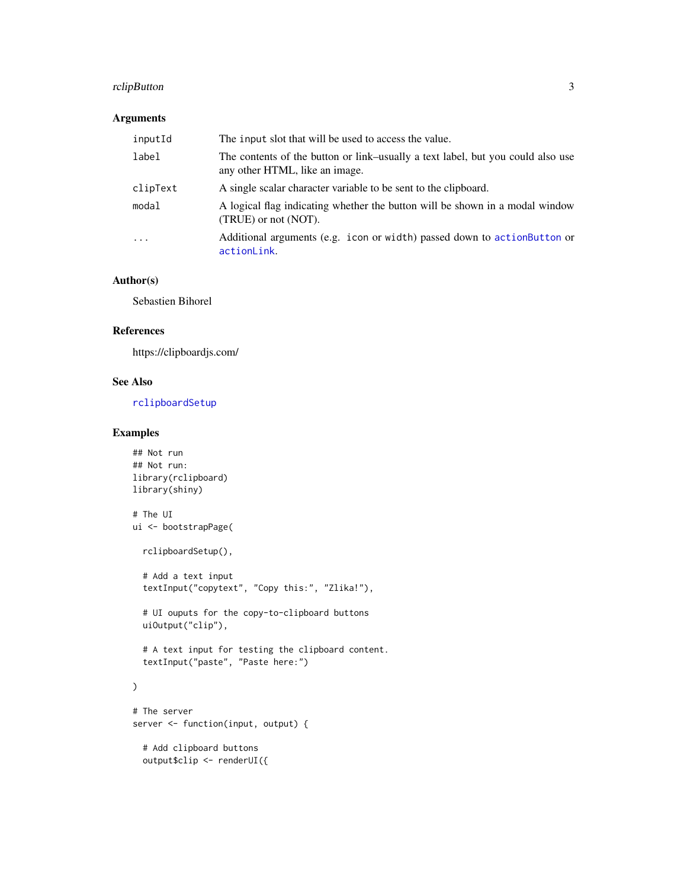## Arguments

| | |
|---|---|
| inputId | The input slot that will be used to access the value. |
| label | The contents of the button or link–usually a text label, but you could also use any other HTML, like an image. |
| clipText | A single scalar character variable to be sent to the clipboard. |
| modal | A logical flag indicating whether the button will be shown in a modal window (TRUE) or not (NOT). |
| ... | Additional arguments (e.g. icon or width) passed down to actionButton or actionLink. |

## Author(s)

Sebastien Bihorel

## References

https://clipboardjs.com/

## See Also

rclipboardSetup

## Examples

```
## Not run
## Not run:
library(rclipboard)
library(shiny)

# The UI
ui <- bootstrapPage(

  rclipboardSetup(),

  # Add a text input
  textInput("copytext", "Copy this:", "Zlika!"),

  # UI ouputs for the copy-to-clipboard buttons
  uiOutput("clip"),

  # A text input for testing the clipboard content.
  textInput("paste", "Paste here:")

)

# The server
server <- function(input, output) {

  # Add clipboard buttons
  output$clip <- renderUI({
```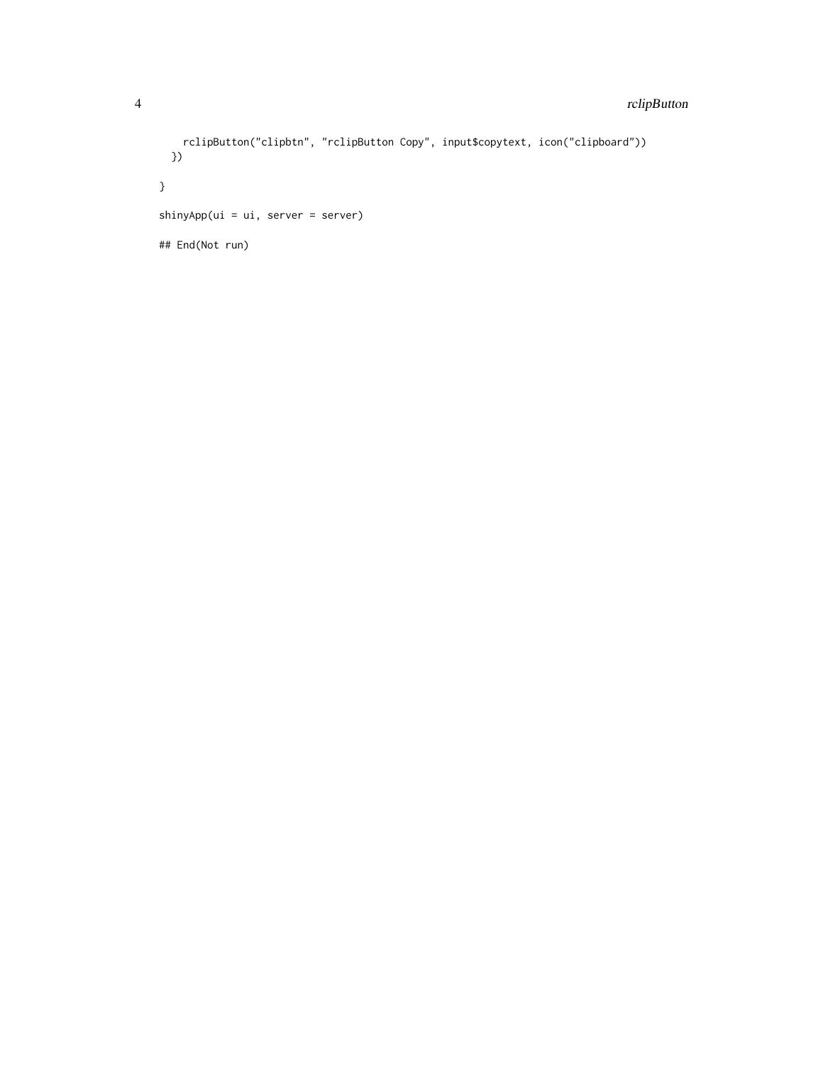```
    rclipButton("clipbtn", "rclipButton Copy", input$copytext, icon("clipboard"))
  })

}

shinyApp(ui = ui, server = server)

## End(Not run)
```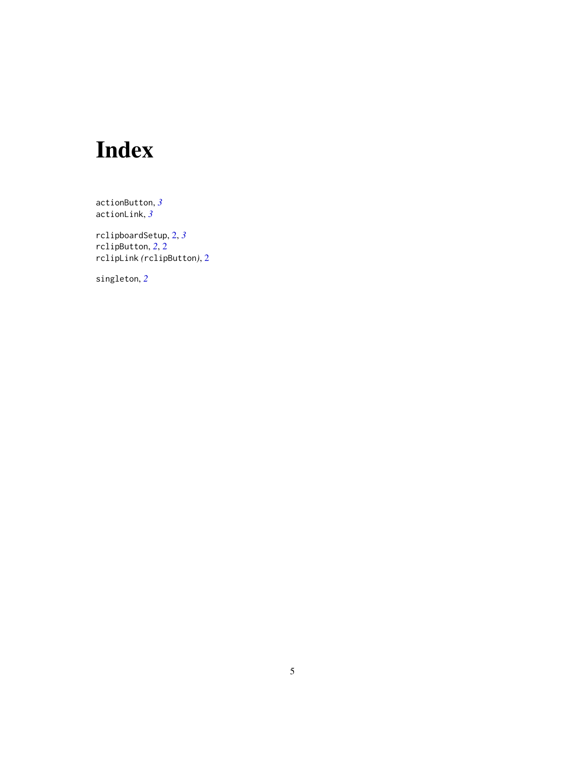# Index

actionButton, *3*
actionLink, *3*

rclipboardSetup, 2, *3*
rclipButton, *2*, 2
rclipLink *(*rclipButton*)*, 2

singleton, *2*